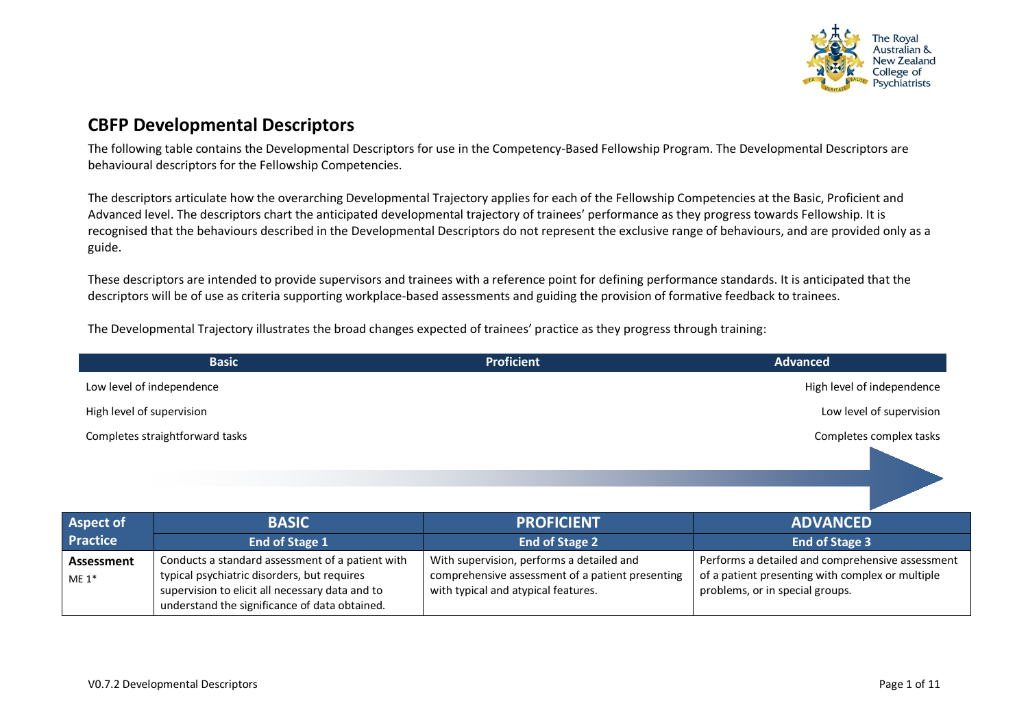## CBFP Developmental Descriptors

The following table contains the Developmental Descriptors for use in the Competency-Based Fellowship Program. The Developmental Descriptors are behavioural descriptors for the Fellowship Competencies.

The descriptors articulate how the overarching Developmental Trajectory applies for each of the Fellowship Competencies at the Basic, Proficient and Advanced level. The descriptors chart the anticipated developmental trajectory of trainees' performance as they progress towards Fellowship. It is recognised that the behaviours described in the Developmental Descriptors do not represent the exclusive range of behaviours, and are provided only as a guide.

These descriptors are intended to provide supervisors and trainees with a reference point for defining performance standards. It is anticipated that the descriptors will be of use as criteria supporting workplace-based assessments and guiding the provision of formative feedback to trainees.

The Developmental Trajectory illustrates the broad changes expected of trainees' practice as they progress through training:

| Basic | Proficient | Advanced |
|---|---|---|
| Low level of independence | | High level of independence |
| High level of supervision | | Low level of supervision |
| Completes straightforward tasks | | Completes complex tasks |

| Aspect of Practice | BASIC<br>End of Stage 1 | PROFICIENT<br>End of Stage 2 | ADVANCED<br>End of Stage 3 |
|---|---|---|---|
| **Assessment**<br>ME 1* | Conducts a standard assessment of a patient with typical psychiatric disorders, but requires supervision to elicit all necessary data and to understand the significance of data obtained. | With supervision, performs a detailed and comprehensive assessment of a patient presenting with typical and atypical features. | Performs a detailed and comprehensive assessment of a patient presenting with complex or multiple problems, or in special groups. |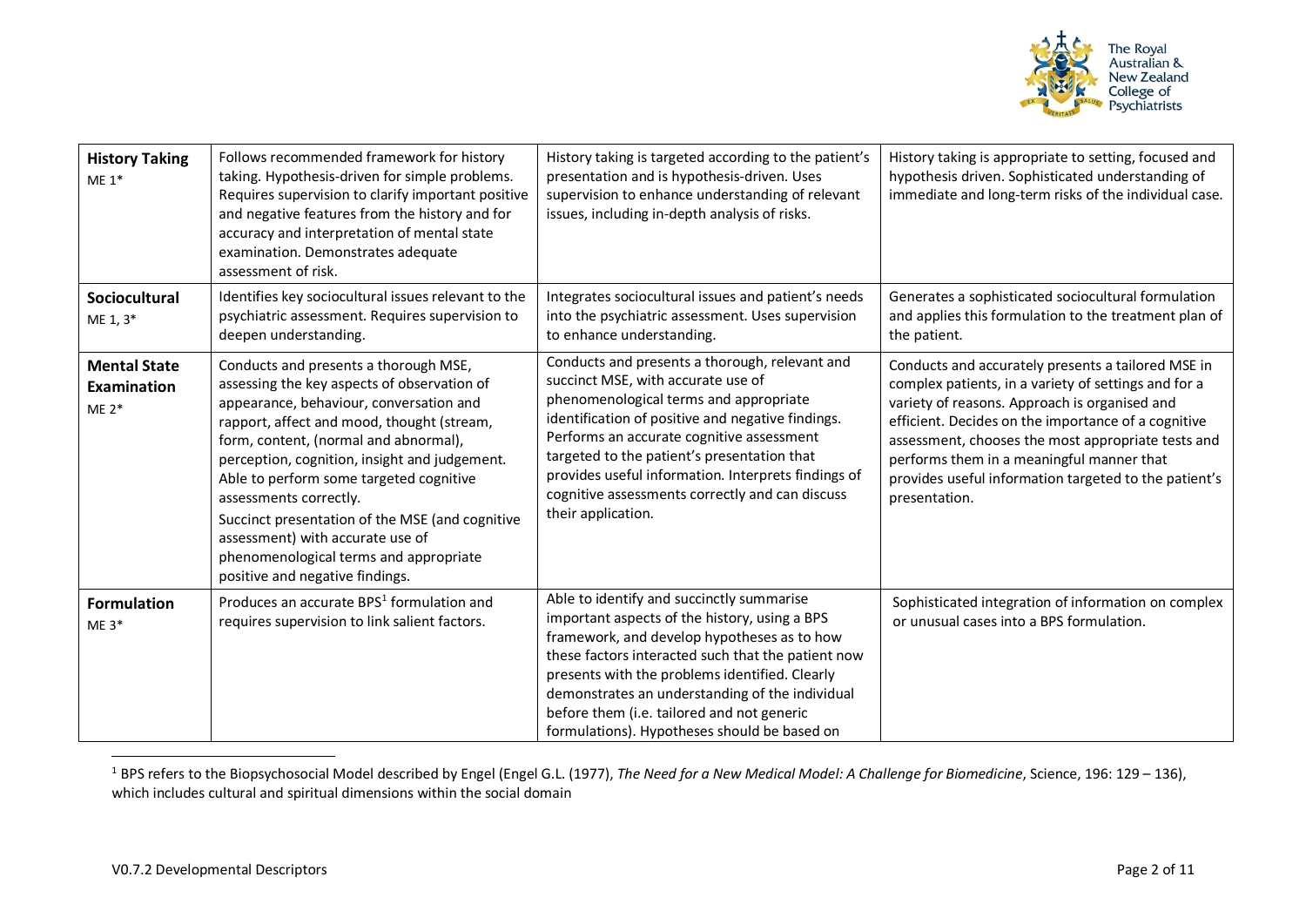| | | | |
|---|---|---|---|
| **History Taking** ME 1* | Follows recommended framework for history taking. Hypothesis-driven for simple problems. Requires supervision to clarify important positive and negative features from the history and for accuracy and interpretation of mental state examination. Demonstrates adequate assessment of risk. | History taking is targeted according to the patient's presentation and is hypothesis-driven. Uses supervision to enhance understanding of relevant issues, including in-depth analysis of risks. | History taking is appropriate to setting, focused and hypothesis driven. Sophisticated understanding of immediate and long-term risks of the individual case. |
| **Sociocultural** ME 1, 3* | Identifies key sociocultural issues relevant to the psychiatric assessment. Requires supervision to deepen understanding. | Integrates sociocultural issues and patient's needs into the psychiatric assessment. Uses supervision to enhance understanding. | Generates a sophisticated sociocultural formulation and applies this formulation to the treatment plan of the patient. |
| **Mental State Examination** ME 2* | Conducts and presents a thorough MSE, assessing the key aspects of observation of appearance, behaviour, conversation and rapport, affect and mood, thought (stream, form, content, (normal and abnormal), perception, cognition, insight and judgement. Able to perform some targeted cognitive assessments correctly. Succinct presentation of the MSE (and cognitive assessment) with accurate use of phenomenological terms and appropriate positive and negative findings. | Conducts and presents a thorough, relevant and succinct MSE, with accurate use of phenomenological terms and appropriate identification of positive and negative findings. Performs an accurate cognitive assessment targeted to the patient's presentation that provides useful information. Interprets findings of cognitive assessments correctly and can discuss their application. | Conducts and accurately presents a tailored MSE in complex patients, in a variety of settings and for a variety of reasons. Approach is organised and efficient. Decides on the importance of a cognitive assessment, chooses the most appropriate tests and performs them in a meaningful manner that provides useful information targeted to the patient's presentation. |
| **Formulation** ME 3* | Produces an accurate BPS[1] formulation and requires supervision to link salient factors. | Able to identify and succinctly summarise important aspects of the history, using a BPS framework, and develop hypotheses as to how these factors interacted such that the patient now presents with the problems identified. Clearly demonstrates an understanding of the individual before them (i.e. tailored and not generic formulations). Hypotheses should be based on | Sophisticated integration of information on complex or unusual cases into a BPS formulation. |

[1] BPS refers to the Biopsychosocial Model described by Engel (Engel G.L. (1977), *The Need for a New Medical Model: A Challenge for Biomedicine*, Science, 196: 129 – 136), which includes cultural and spiritual dimensions within the social domain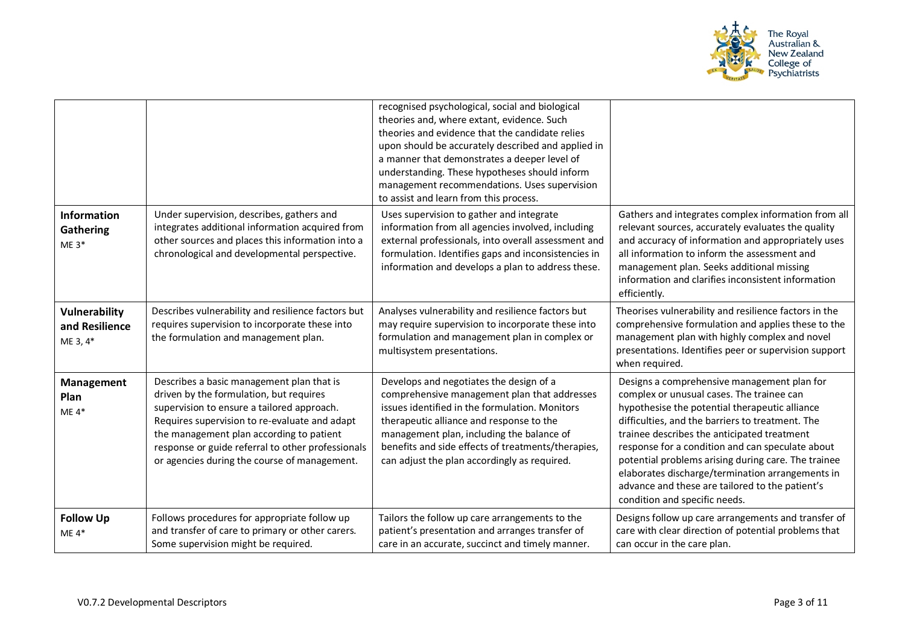| | | | |
|---|---|---|---|
| | | recognised psychological, social and biological theories and, where extant, evidence. Such theories and evidence that the candidate relies upon should be accurately described and applied in a manner that demonstrates a deeper level of understanding. These hypotheses should inform management recommendations. Uses supervision to assist and learn from this process. | |
| **Information Gathering** ME 3* | Under supervision, describes, gathers and integrates additional information acquired from other sources and places this information into a chronological and developmental perspective. | Uses supervision to gather and integrate information from all agencies involved, including external professionals, into overall assessment and formulation. Identifies gaps and inconsistencies in information and develops a plan to address these. | Gathers and integrates complex information from all relevant sources, accurately evaluates the quality and accuracy of information and appropriately uses all information to inform the assessment and management plan. Seeks additional missing information and clarifies inconsistent information efficiently. |
| **Vulnerability and Resilience** ME 3, 4* | Describes vulnerability and resilience factors but requires supervision to incorporate these into the formulation and management plan. | Analyses vulnerability and resilience factors but may require supervision to incorporate these into formulation and management plan in complex or multisystem presentations. | Theorises vulnerability and resilience factors in the comprehensive formulation and applies these to the management plan with highly complex and novel presentations. Identifies peer or supervision support when required. |
| **Management Plan** ME 4* | Describes a basic management plan that is driven by the formulation, but requires supervision to ensure a tailored approach. Requires supervision to re-evaluate and adapt the management plan according to patient response or guide referral to other professionals or agencies during the course of management. | Develops and negotiates the design of a comprehensive management plan that addresses issues identified in the formulation. Monitors therapeutic alliance and response to the management plan, including the balance of benefits and side effects of treatments/therapies, can adjust the plan accordingly as required. | Designs a comprehensive management plan for complex or unusual cases. The trainee can hypothesise the potential therapeutic alliance difficulties, and the barriers to treatment. The trainee describes the anticipated treatment response for a condition and can speculate about potential problems arising during care. The trainee elaborates discharge/termination arrangements in advance and these are tailored to the patient's condition and specific needs. |
| **Follow Up** ME 4* | Follows procedures for appropriate follow up and transfer of care to primary or other carers. Some supervision might be required. | Tailors the follow up care arrangements to the patient's presentation and arranges transfer of care in an accurate, succinct and timely manner. | Designs follow up care arrangements and transfer of care with clear direction of potential problems that can occur in the care plan. |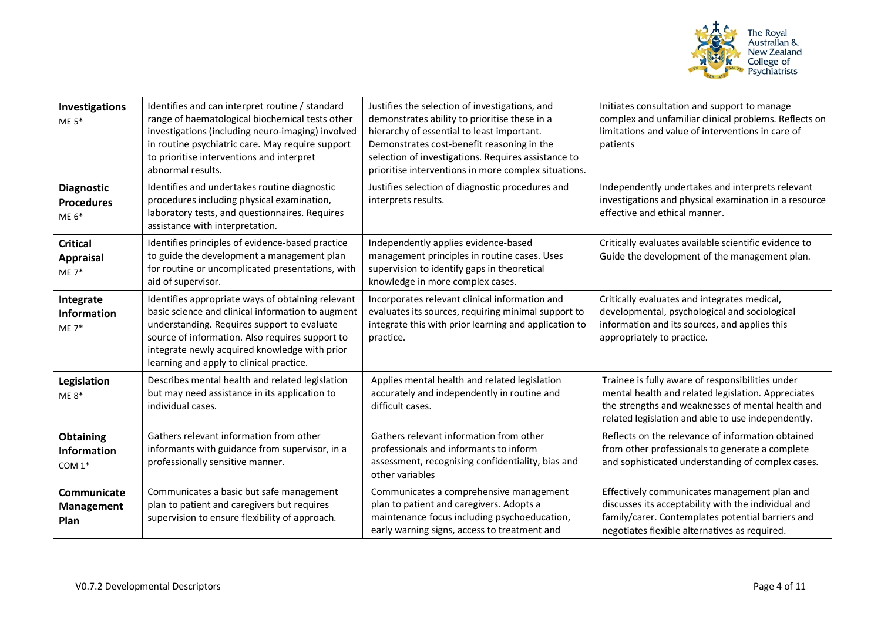| | | | |
|---|---|---|---|
| **Investigations** ME 5* | Identifies and can interpret routine / standard range of haematological biochemical tests other investigations (including neuro-imaging) involved in routine psychiatric care. May require support to prioritise interventions and interpret abnormal results. | Justifies the selection of investigations, and demonstrates ability to prioritise these in a hierarchy of essential to least important. Demonstrates cost-benefit reasoning in the selection of investigations. Requires assistance to prioritise interventions in more complex situations. | Initiates consultation and support to manage complex and unfamiliar clinical problems. Reflects on limitations and value of interventions in care of patients |
| **Diagnostic Procedures** ME 6* | Identifies and undertakes routine diagnostic procedures including physical examination, laboratory tests, and questionnaires. Requires assistance with interpretation. | Justifies selection of diagnostic procedures and interprets results. | Independently undertakes and interprets relevant investigations and physical examination in a resource effective and ethical manner. |
| **Critical Appraisal** ME 7* | Identifies principles of evidence-based practice to guide the development a management plan for routine or uncomplicated presentations, with aid of supervisor. | Independently applies evidence-based management principles in routine cases. Uses supervision to identify gaps in theoretical knowledge in more complex cases. | Critically evaluates available scientific evidence to Guide the development of the management plan. |
| **Integrate Information** ME 7* | Identifies appropriate ways of obtaining relevant basic science and clinical information to augment understanding. Requires support to evaluate source of information. Also requires support to integrate newly acquired knowledge with prior learning and apply to clinical practice. | Incorporates relevant clinical information and evaluates its sources, requiring minimal support to integrate this with prior learning and application to practice. | Critically evaluates and integrates medical, developmental, psychological and sociological information and its sources, and applies this appropriately to practice. |
| **Legislation** ME 8* | Describes mental health and related legislation but may need assistance in its application to individual cases. | Applies mental health and related legislation accurately and independently in routine and difficult cases. | Trainee is fully aware of responsibilities under mental health and related legislation. Appreciates the strengths and weaknesses of mental health and related legislation and able to use independently. |
| **Obtaining Information** COM 1* | Gathers relevant information from other informants with guidance from supervisor, in a professionally sensitive manner. | Gathers relevant information from other professionals and informants to inform assessment, recognising confidentiality, bias and other variables | Reflects on the relevance of information obtained from other professionals to generate a complete and sophisticated understanding of complex cases. |
| **Communicate Management Plan** | Communicates a basic but safe management plan to patient and caregivers but requires supervision to ensure flexibility of approach. | Communicates a comprehensive management plan to patient and caregivers. Adopts a maintenance focus including psychoeducation, early warning signs, access to treatment and | Effectively communicates management plan and discusses its acceptability with the individual and family/carer. Contemplates potential barriers and negotiates flexible alternatives as required. |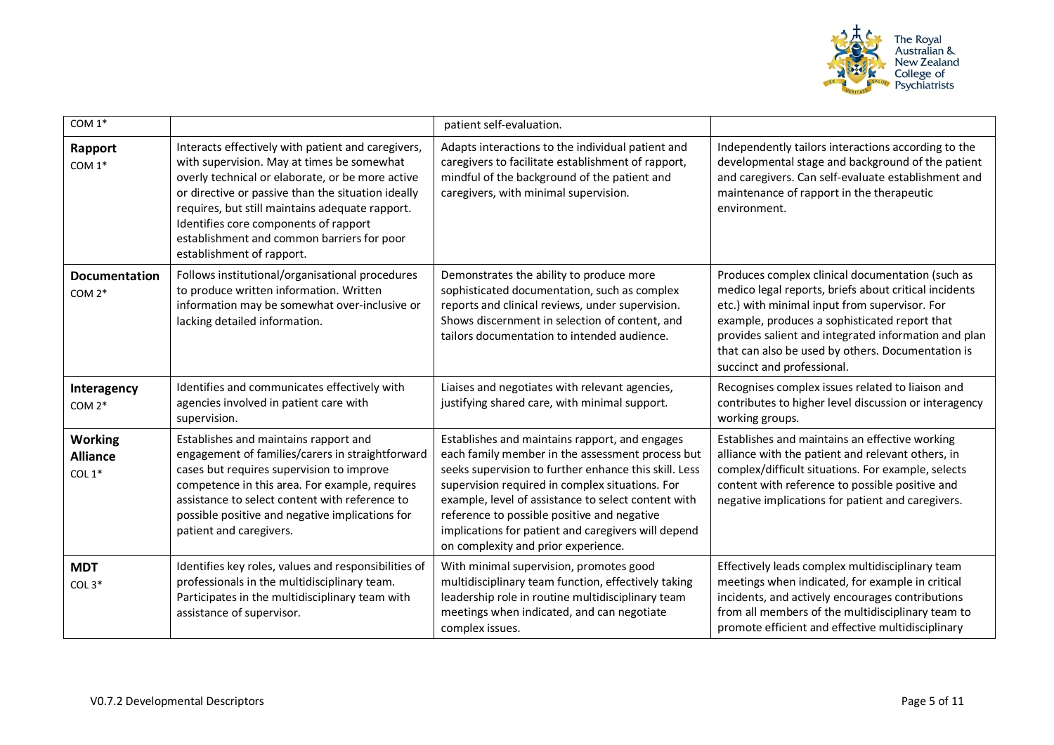| | | | |
|---|---|---|---|
| COM 1* | | patient self-evaluation. | |
| **Rapport** COM 1* | Interacts effectively with patient and caregivers, with supervision. May at times be somewhat overly technical or elaborate, or be more active or directive or passive than the situation ideally requires, but still maintains adequate rapport. Identifies core components of rapport establishment and common barriers for poor establishment of rapport. | Adapts interactions to the individual patient and caregivers to facilitate establishment of rapport, mindful of the background of the patient and caregivers, with minimal supervision. | Independently tailors interactions according to the developmental stage and background of the patient and caregivers. Can self-evaluate establishment and maintenance of rapport in the therapeutic environment. |
| **Documentation** COM 2* | Follows institutional/organisational procedures to produce written information. Written information may be somewhat over-inclusive or lacking detailed information. | Demonstrates the ability to produce more sophisticated documentation, such as complex reports and clinical reviews, under supervision. Shows discernment in selection of content, and tailors documentation to intended audience. | Produces complex clinical documentation (such as medico legal reports, briefs about critical incidents etc.) with minimal input from supervisor. For example, produces a sophisticated report that provides salient and integrated information and plan that can also be used by others. Documentation is succinct and professional. |
| **Interagency** COM 2* | Identifies and communicates effectively with agencies involved in patient care with supervision. | Liaises and negotiates with relevant agencies, justifying shared care, with minimal support. | Recognises complex issues related to liaison and contributes to higher level discussion or interagency working groups. |
| **Working Alliance** COL 1* | Establishes and maintains rapport and engagement of families/carers in straightforward cases but requires supervision to improve competence in this area. For example, requires assistance to select content with reference to possible positive and negative implications for patient and caregivers. | Establishes and maintains rapport, and engages each family member in the assessment process but seeks supervision to further enhance this skill. Less supervision required in complex situations. For example, level of assistance to select content with reference to possible positive and negative implications for patient and caregivers will depend on complexity and prior experience. | Establishes and maintains an effective working alliance with the patient and relevant others, in complex/difficult situations. For example, selects content with reference to possible positive and negative implications for patient and caregivers. |
| **MDT** COL 3* | Identifies key roles, values and responsibilities of professionals in the multidisciplinary team. Participates in the multidisciplinary team with assistance of supervisor. | With minimal supervision, promotes good multidisciplinary team function, effectively taking leadership role in routine multidisciplinary team meetings when indicated, and can negotiate complex issues. | Effectively leads complex multidisciplinary team meetings when indicated, for example in critical incidents, and actively encourages contributions from all members of the multidisciplinary team to promote efficient and effective multidisciplinary |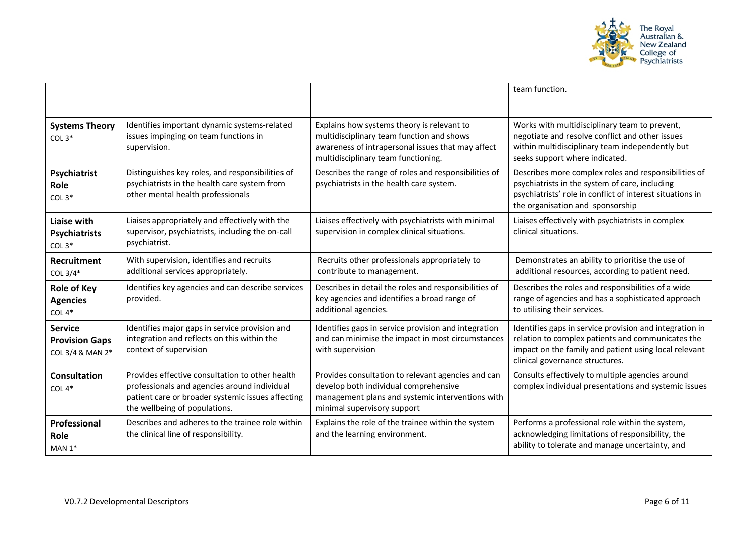| | | | |
|---|---|---|---|
| | | | team function. |
| **Systems Theory** COL 3* | Identifies important dynamic systems-related issues impinging on team functions in supervision. | Explains how systems theory is relevant to multidisciplinary team function and shows awareness of intrapersonal issues that may affect multidisciplinary team functioning. | Works with multidisciplinary team to prevent, negotiate and resolve conflict and other issues within multidisciplinary team independently but seeks support where indicated. |
| **Psychiatrist Role** COL 3* | Distinguishes key roles, and responsibilities of psychiatrists in the health care system from other mental health professionals | Describes the range of roles and responsibilities of psychiatrists in the health care system. | Describes more complex roles and responsibilities of psychiatrists in the system of care, including psychiatrists' role in conflict of interest situations in the organisation and sponsorship |
| **Liaise with Psychiatrists** COL 3* | Liaises appropriately and effectively with the supervisor, psychiatrists, including the on-call psychiatrist. | Liaises effectively with psychiatrists with minimal supervision in complex clinical situations. | Liaises effectively with psychiatrists in complex clinical situations. |
| **Recruitment** COL 3/4* | With supervision, identifies and recruits additional services appropriately. | Recruits other professionals appropriately to contribute to management. | Demonstrates an ability to prioritise the use of additional resources, according to patient need. |
| **Role of Key Agencies** COL 4* | Identifies key agencies and can describe services provided. | Describes in detail the roles and responsibilities of key agencies and identifies a broad range of additional agencies. | Describes the roles and responsibilities of a wide range of agencies and has a sophisticated approach to utilising their services. |
| **Service Provision Gaps** COL 3/4 & MAN 2* | Identifies major gaps in service provision and integration and reflects on this within the context of supervision | Identifies gaps in service provision and integration and can minimise the impact in most circumstances with supervision | Identifies gaps in service provision and integration in relation to complex patients and communicates the impact on the family and patient using local relevant clinical governance structures. |
| **Consultation** COL 4* | Provides effective consultation to other health professionals and agencies around individual patient care or broader systemic issues affecting the wellbeing of populations. | Provides consultation to relevant agencies and can develop both individual comprehensive management plans and systemic interventions with minimal supervisory support | Consults effectively to multiple agencies around complex individual presentations and systemic issues |
| **Professional Role** MAN 1* | Describes and adheres to the trainee role within the clinical line of responsibility. | Explains the role of the trainee within the system and the learning environment. | Performs a professional role within the system, acknowledging limitations of responsibility, the ability to tolerate and manage uncertainty, and |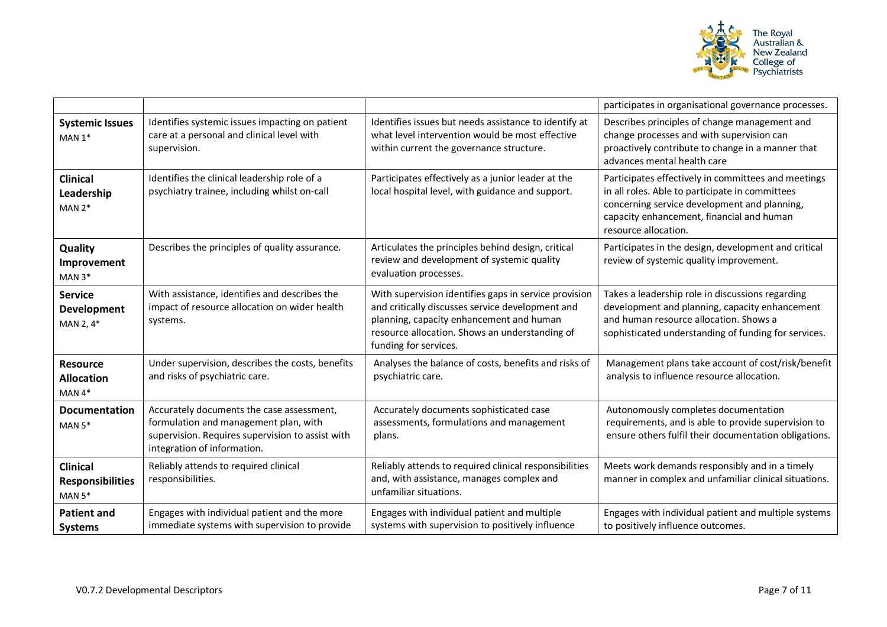| | | | |
|---|---|---|---|
| | | | participates in organisational governance processes. |
| **Systemic Issues** MAN 1* | Identifies systemic issues impacting on patient care at a personal and clinical level with supervision. | Identifies issues but needs assistance to identify at what level intervention would be most effective within current the governance structure. | Describes principles of change management and change processes and with supervision can proactively contribute to change in a manner that advances mental health care |
| **Clinical Leadership** MAN 2* | Identifies the clinical leadership role of a psychiatry trainee, including whilst on-call | Participates effectively as a junior leader at the local hospital level, with guidance and support. | Participates effectively in committees and meetings in all roles. Able to participate in committees concerning service development and planning, capacity enhancement, financial and human resource allocation. |
| **Quality Improvement** MAN 3* | Describes the principles of quality assurance. | Articulates the principles behind design, critical review and development of systemic quality evaluation processes. | Participates in the design, development and critical review of systemic quality improvement. |
| **Service Development** MAN 2, 4* | With assistance, identifies and describes the impact of resource allocation on wider health systems. | With supervision identifies gaps in service provision and critically discusses service development and planning, capacity enhancement and human resource allocation. Shows an understanding of funding for services. | Takes a leadership role in discussions regarding development and planning, capacity enhancement and human resource allocation. Shows a sophisticated understanding of funding for services. |
| **Resource Allocation** MAN 4* | Under supervision, describes the costs, benefits and risks of psychiatric care. | Analyses the balance of costs, benefits and risks of psychiatric care. | Management plans take account of cost/risk/benefit analysis to influence resource allocation. |
| **Documentation** MAN 5* | Accurately documents the case assessment, formulation and management plan, with supervision. Requires supervision to assist with integration of information. | Accurately documents sophisticated case assessments, formulations and management plans. | Autonomously completes documentation requirements, and is able to provide supervision to ensure others fulfil their documentation obligations. |
| **Clinical Responsibilities** MAN 5* | Reliably attends to required clinical responsibilities. | Reliably attends to required clinical responsibilities and, with assistance, manages complex and unfamiliar situations. | Meets work demands responsibly and in a timely manner in complex and unfamiliar clinical situations. |
| **Patient and Systems** | Engages with individual patient and the more immediate systems with supervision to provide | Engages with individual patient and multiple systems with supervision to positively influence | Engages with individual patient and multiple systems to positively influence outcomes. |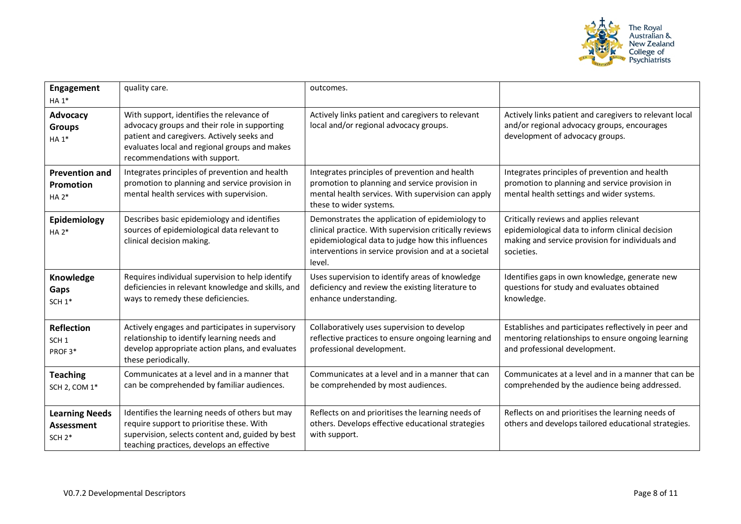| | | | |
|---|---|---|---|
| **Engagement** HA 1* | quality care. | outcomes. | |
| **Advocacy Groups** HA 1* | With support, identifies the relevance of advocacy groups and their role in supporting patient and caregivers. Actively seeks and evaluates local and regional groups and makes recommendations with support. | Actively links patient and caregivers to relevant local and/or regional advocacy groups. | Actively links patient and caregivers to relevant local and/or regional advocacy groups, encourages development of advocacy groups. |
| **Prevention and Promotion** HA 2* | Integrates principles of prevention and health promotion to planning and service provision in mental health services with supervision. | Integrates principles of prevention and health promotion to planning and service provision in mental health services. With supervision can apply these to wider systems. | Integrates principles of prevention and health promotion to planning and service provision in mental health settings and wider systems. |
| **Epidemiology** HA 2* | Describes basic epidemiology and identifies sources of epidemiological data relevant to clinical decision making. | Demonstrates the application of epidemiology to clinical practice. With supervision critically reviews epidemiological data to judge how this influences interventions in service provision and at a societal level. | Critically reviews and applies relevant epidemiological data to inform clinical decision making and service provision for individuals and societies. |
| **Knowledge Gaps** SCH 1* | Requires individual supervision to help identify deficiencies in relevant knowledge and skills, and ways to remedy these deficiencies. | Uses supervision to identify areas of knowledge deficiency and review the existing literature to enhance understanding. | Identifies gaps in own knowledge, generate new questions for study and evaluates obtained knowledge. |
| **Reflection** SCH 1 PROF 3* | Actively engages and participates in supervisory relationship to identify learning needs and develop appropriate action plans, and evaluates these periodically. | Collaboratively uses supervision to develop reflective practices to ensure ongoing learning and professional development. | Establishes and participates reflectively in peer and mentoring relationships to ensure ongoing learning and professional development. |
| **Teaching** SCH 2, COM 1* | Communicates at a level and in a manner that can be comprehended by familiar audiences. | Communicates at a level and in a manner that can be comprehended by most audiences. | Communicates at a level and in a manner that can be comprehended by the audience being addressed. |
| **Learning Needs Assessment** SCH 2* | Identifies the learning needs of others but may require support to prioritise these. With supervision, selects content and, guided by best teaching practices, develops an effective | Reflects on and prioritises the learning needs of others. Develops effective educational strategies with support. | Reflects on and prioritises the learning needs of others and develops tailored educational strategies. |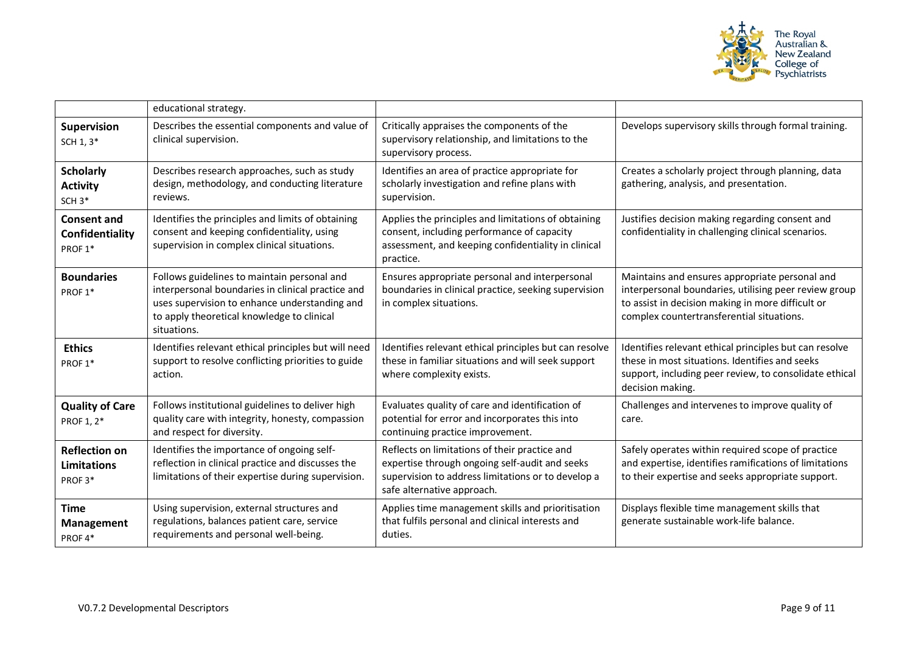| | | | |
|---|---|---|---|
| | educational strategy. | | |
| **Supervision** SCH 1, 3* | Describes the essential components and value of clinical supervision. | Critically appraises the components of the supervisory relationship, and limitations to the supervisory process. | Develops supervisory skills through formal training. |
| **Scholarly Activity** SCH 3* | Describes research approaches, such as study design, methodology, and conducting literature reviews. | Identifies an area of practice appropriate for scholarly investigation and refine plans with supervision. | Creates a scholarly project through planning, data gathering, analysis, and presentation. |
| **Consent and Confidentiality** PROF 1* | Identifies the principles and limits of obtaining consent and keeping confidentiality, using supervision in complex clinical situations. | Applies the principles and limitations of obtaining consent, including performance of capacity assessment, and keeping confidentiality in clinical practice. | Justifies decision making regarding consent and confidentiality in challenging clinical scenarios. |
| **Boundaries** PROF 1* | Follows guidelines to maintain personal and interpersonal boundaries in clinical practice and uses supervision to enhance understanding and to apply theoretical knowledge to clinical situations. | Ensures appropriate personal and interpersonal boundaries in clinical practice, seeking supervision in complex situations. | Maintains and ensures appropriate personal and interpersonal boundaries, utilising peer review group to assist in decision making in more difficult or complex countertransferential situations. |
| **Ethics** PROF 1* | Identifies relevant ethical principles but will need support to resolve conflicting priorities to guide action. | Identifies relevant ethical principles but can resolve these in familiar situations and will seek support where complexity exists. | Identifies relevant ethical principles but can resolve these in most situations. Identifies and seeks support, including peer review, to consolidate ethical decision making. |
| **Quality of Care** PROF 1, 2* | Follows institutional guidelines to deliver high quality care with integrity, honesty, compassion and respect for diversity. | Evaluates quality of care and identification of potential for error and incorporates this into continuing practice improvement. | Challenges and intervenes to improve quality of care. |
| **Reflection on Limitations** PROF 3* | Identifies the importance of ongoing self-reflection in clinical practice and discusses the limitations of their expertise during supervision. | Reflects on limitations of their practice and expertise through ongoing self-audit and seeks supervision to address limitations or to develop a safe alternative approach. | Safely operates within required scope of practice and expertise, identifies ramifications of limitations to their expertise and seeks appropriate support. |
| **Time Management** PROF 4* | Using supervision, external structures and regulations, balances patient care, service requirements and personal well-being. | Applies time management skills and prioritisation that fulfils personal and clinical interests and duties. | Displays flexible time management skills that generate sustainable work-life balance. |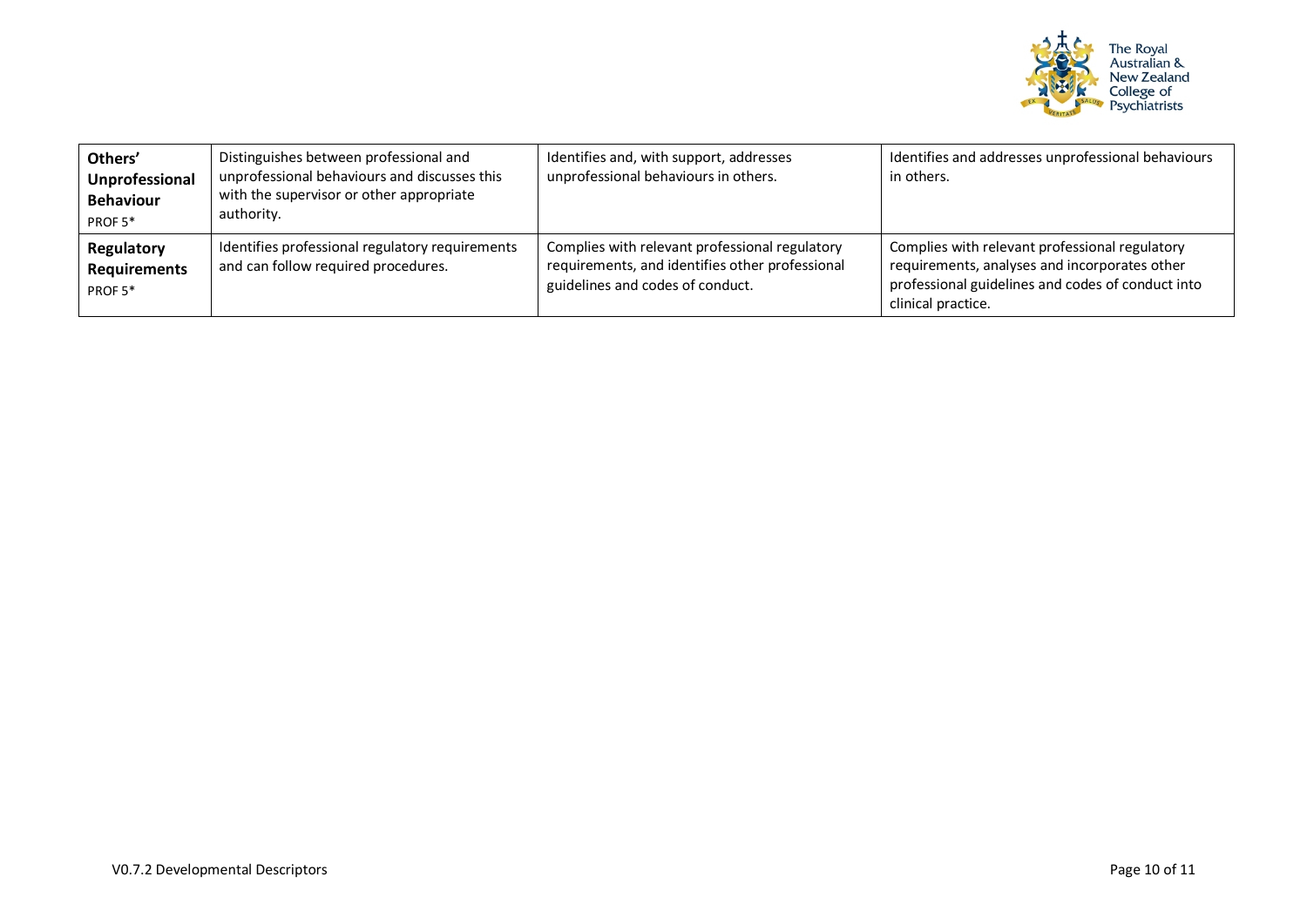| | | | |
|---|---|---|---|
| **Others' Unprofessional Behaviour** PROF 5* | Distinguishes between professional and unprofessional behaviours and discusses this with the supervisor or other appropriate authority. | Identifies and, with support, addresses unprofessional behaviours in others. | Identifies and addresses unprofessional behaviours in others. |
| **Regulatory Requirements** PROF 5* | Identifies professional regulatory requirements and can follow required procedures. | Complies with relevant professional regulatory requirements, and identifies other professional guidelines and codes of conduct. | Complies with relevant professional regulatory requirements, analyses and incorporates other professional guidelines and codes of conduct into clinical practice. |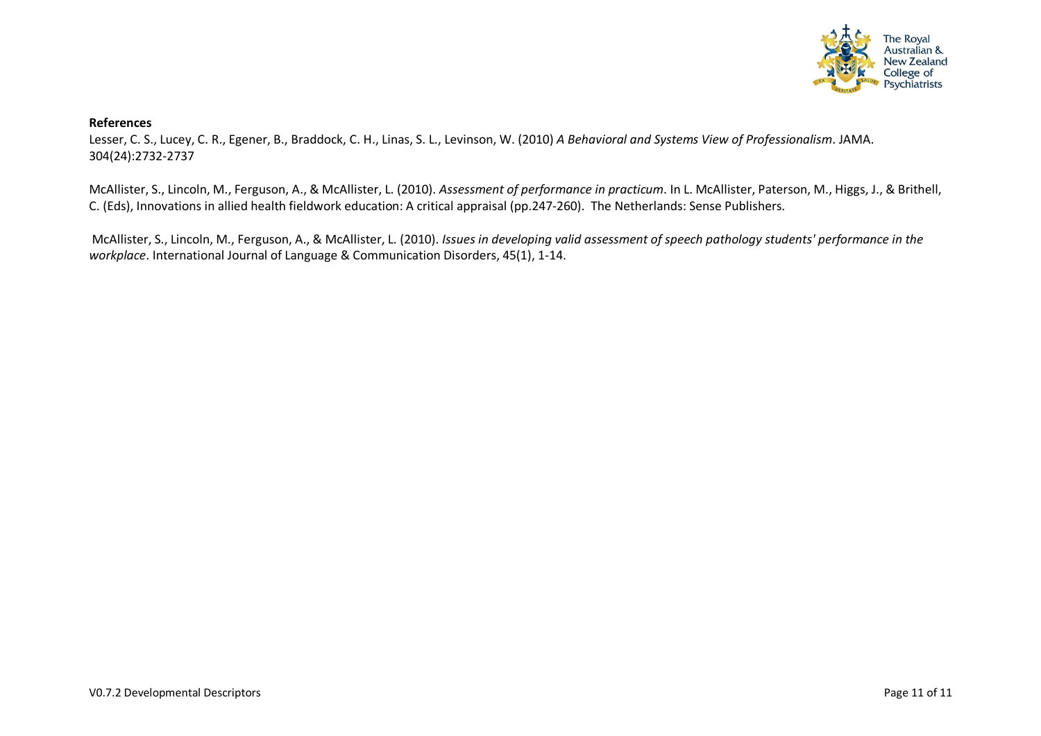**References**

Lesser, C. S., Lucey, C. R., Egener, B., Braddock, C. H., Linas, S. L., Levinson, W. (2010) *A Behavioral and Systems View of Professionalism*. JAMA. 304(24):2732-2737

McAllister, S., Lincoln, M., Ferguson, A., & McAllister, L. (2010). *Assessment of performance in practicum*. In L. McAllister, Paterson, M., Higgs, J., & Brithell, C. (Eds), Innovations in allied health fieldwork education: A critical appraisal (pp.247-260). The Netherlands: Sense Publishers.

McAllister, S., Lincoln, M., Ferguson, A., & McAllister, L. (2010). *Issues in developing valid assessment of speech pathology students' performance in the workplace*. International Journal of Language & Communication Disorders, 45(1), 1-14.